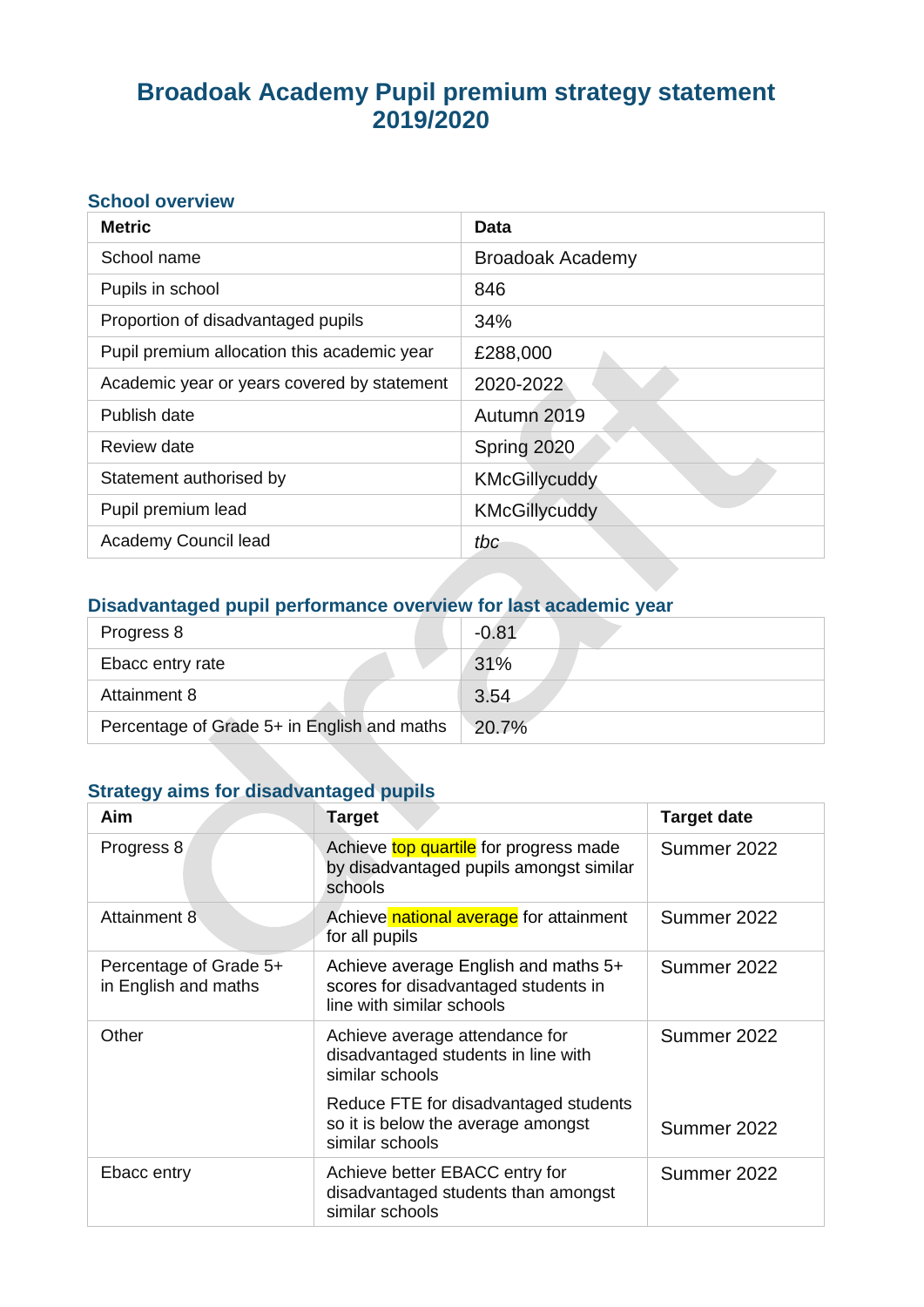# Broadoak Academy Pupil premium strategy statement 2019/2020

## School overview

| Metric | Data |
|---|---|
| School name | Broadoak Academy |
| Pupils in school | 846 |
| Proportion of disadvantaged pupils | 34% |
| Pupil premium allocation this academic year | £288,000 |
| Academic year or years covered by statement | 2020-2022 |
| Publish date | Autumn 2019 |
| Review date | Spring 2020 |
| Statement authorised by | KMcGillycuddy |
| Pupil premium lead | KMcGillycuddy |
| Academy Council lead | *tbc* |

## Disadvantaged pupil performance overview for last academic year

| | |
|---|---|
| Progress 8 | -0.81 |
| Ebacc entry rate | 31% |
| Attainment 8 | 3.54 |
| Percentage of Grade 5+ in English and maths | 20.7% |

## Strategy aims for disadvantaged pupils

| Aim | Target | Target date |
|---|---|---|
| Progress 8 | Achieve top quartile for progress made by disadvantaged pupils amongst similar schools | Summer 2022 |
| Attainment 8 | Achieve national average for attainment for all pupils | Summer 2022 |
| Percentage of Grade 5+ in English and maths | Achieve average English and maths 5+ scores for disadvantaged students in line with similar schools | Summer 2022 |
| Other | Achieve average attendance for disadvantaged students in line with similar schools | Summer 2022 |
| | Reduce FTE for disadvantaged students so it is below the average amongst similar schools | Summer 2022 |
| Ebacc entry | Achieve better EBACC entry for disadvantaged students than amongst similar schools | Summer 2022 |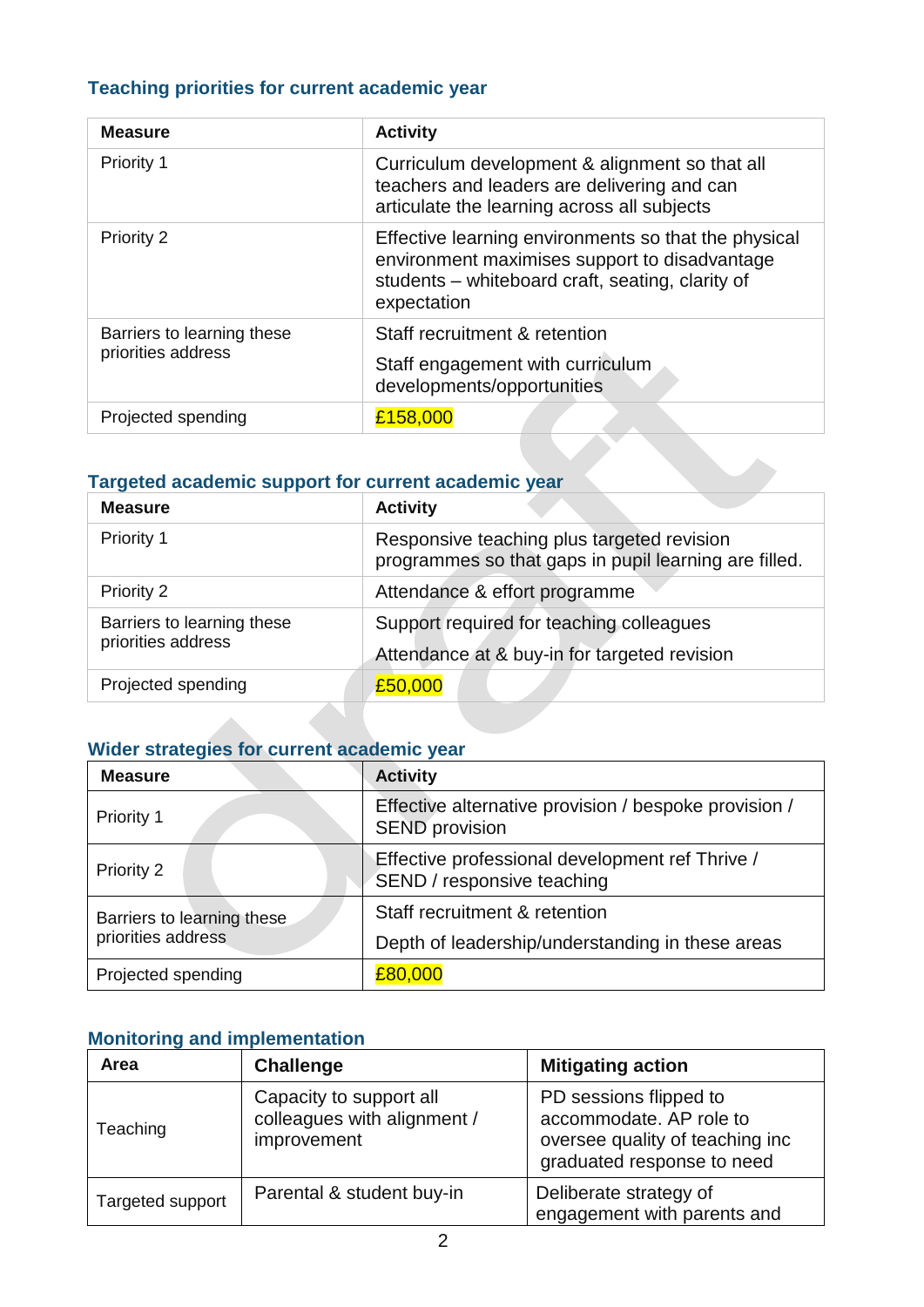### Teaching priorities for current academic year

| Measure | Activity |
|---|---|
| Priority 1 | Curriculum development & alignment so that all teachers and leaders are delivering and can articulate the learning across all subjects |
| Priority 2 | Effective learning environments so that the physical environment maximises support to disadvantage students – whiteboard craft, seating, clarity of expectation |
| Barriers to learning these priorities address | Staff recruitment & retention<br>Staff engagement with curriculum developments/opportunities |
| Projected spending | £158,000 |

### Targeted academic support for current academic year

| Measure | Activity |
|---|---|
| Priority 1 | Responsive teaching plus targeted revision programmes so that gaps in pupil learning are filled. |
| Priority 2 | Attendance & effort programme |
| Barriers to learning these priorities address | Support required for teaching colleagues<br>Attendance at & buy-in for targeted revision |
| Projected spending | £50,000 |

### Wider strategies for current academic year

| Measure | Activity |
|---|---|
| Priority 1 | Effective alternative provision / bespoke provision / SEND provision |
| Priority 2 | Effective professional development ref Thrive / SEND / responsive teaching |
| Barriers to learning these priorities address | Staff recruitment & retention<br>Depth of leadership/understanding in these areas |
| Projected spending | £80,000 |

### Monitoring and implementation

| Area | Challenge | Mitigating action |
|---|---|---|
| Teaching | Capacity to support all colleagues with alignment / improvement | PD sessions flipped to accommodate. AP role to oversee quality of teaching inc graduated response to need |
| Targeted support | Parental & student buy-in | Deliberate strategy of engagement with parents and |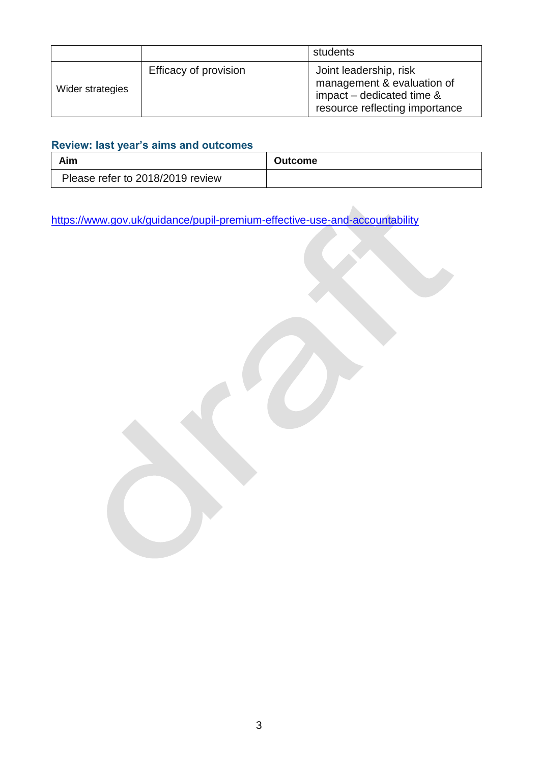| | | |
|---|---|---|
| | | students |
| Wider strategies | Efficacy of provision | Joint leadership, risk management & evaluation of impact – dedicated time & resource reflecting importance |

### Review: last year's aims and outcomes

| Aim | Outcome |
|---|---|
| Please refer to 2018/2019 review | |

https://www.gov.uk/guidance/pupil-premium-effective-use-and-accountability